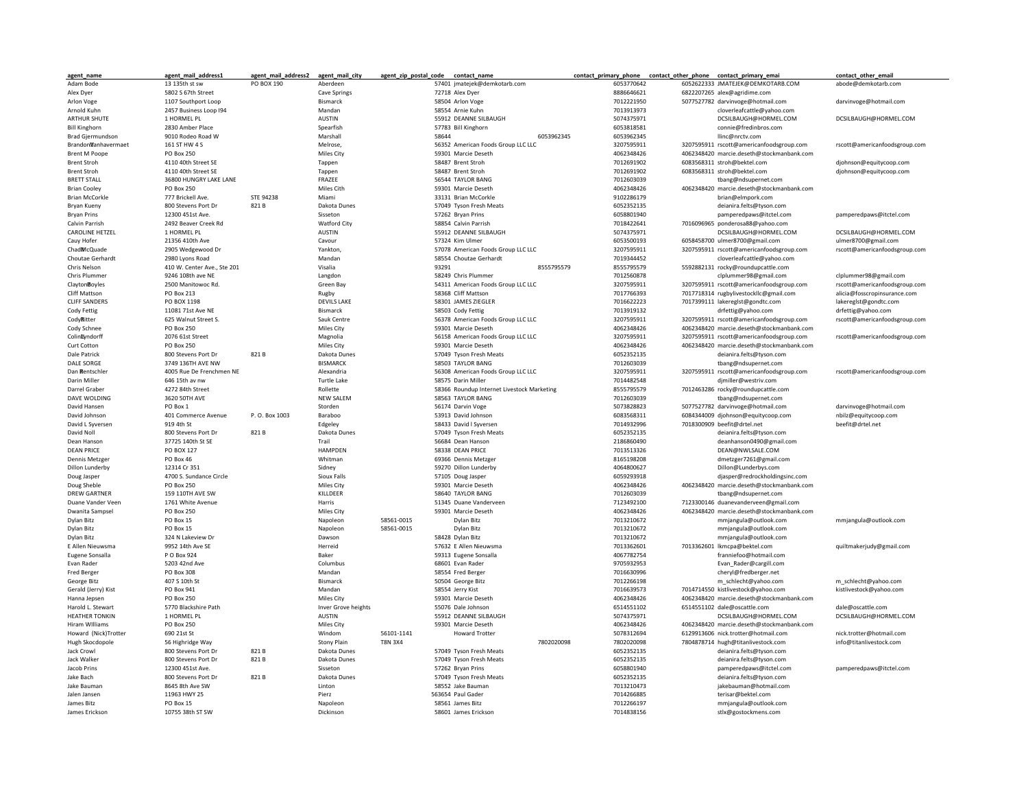| agent_name | agent_mail_address1 | agent_mail_address2 | agent_mail_city | agent_zip_postal_code | contact_name | contact_primary_phone | contact_other_phone | contact_primary_emai | contact_other_email |
|---|---|---|---|---|---|---|---|---|---|
| Adam Bode | 13 135th st sw | PO BOX 190 | Aberdeen | 57401 | jmatejek@demkotarb.com | 6053770642 | 6052622333 | JMATEJEK@DEMKOTARB.COM | abode@demkotarb.com |
| Alex Dyer | 5802 S 67th Street | | Cave Springs | 72718 | Alex Dyer | 8886646621 | 6822207265 | alex@agridime.com | |
| Arlon Voge | 1107 Southport Loop | | Bismarck | 58504 | Arlon Voge | 7012221950 | 5077527782 | darvinvoge@hotmail.com | darvinvoge@hotmail.com |
| Arnold Kuhn | 2457 Business Loop I94 | | Mandan | 58554 | Arnie Kuhn | 7013913973 | | cloverleafcattle@yahoo.com | |
| ARTHUR SHUTE | 1 HORMEL PL | | AUSTIN | 55912 | DEANNE SILBAUGH | 5074375971 | | DCSILBAUGH@HORMEL.COM | DCSILBAUGH@HORMEL.COM |
| Bill Kinghorn | 2830 Amber Place | | Spearfish | 57783 | Bill Kinghorn | 6053818581 | | connie@fredinbros.com | |
| Brad Gjermundson | 9010 Rodeo Road W | | Marshall | 58644 | 6053962345 | 6053962345 | | llinc@nrctv.com | |
| Brandon Vanhavermaet | 161 ST HW 4 S | | Melrose, | 56352 | American Foods Group LLC LLC | 3207595911 | 3207595911 | rscott@americanfoodsgroup.com | rscott@americanfoodsgroup.com |
| Brent M Poope | PO Box 250 | | Miles City | 59301 | Marcie Deseth | 4062348426 | 4062348420 | marcie.deseth@stockmanbank.com | |
| Brent Stroh | 4110 40th Street SE | | Tappen | 58487 | Brent Stroh | 7012691902 | 6083568311 | stroh@bektel.com | djohnson@equitycoop.com |
| Brent Stroh | 4110 40th Street SE | | Tappen | 58487 | Brent Stroh | 7012691902 | 6083568311 | stroh@bektel.com | djohnson@equitycoop.com |
| BRETT STALL | 36800 HUNGRY LAKE LANE | | FRAZEE | 56544 | TAYLOR BANG | 7012603039 | | tbang@ndsupernet.com | |
| Brian Cooley | PO Box 250 | | Miles Cith | 59301 | Marcie Deseth | 4062348426 | 4062348420 | marcie.deseth@stockmanbank.com | |
| Brian McCorkle | 777 Brickell Ave. | STE 94238 | Miami | 33131 | Brian McCorkle | 9102286179 | | brian@elmpork.com | |
| Bryan Kueny | 800 Stevens Port Dr | 821 B | Dakota Dunes | 57049 | Tyson Fresh Meats | 6052352135 | | deianira.felts@tyson.com | |
| Bryan Prins | 12300 451st Ave. | | Sisseton | 57262 | Bryan Prins | 6058801940 | | pamperedpaws@itctel.com | pamperedpaws@itctel.com |
| Calvin Parrish | 2492 Beaver Creek Rd | | Watford City | 58854 | Calvin Parrish | 7018422641 | 7016096965 | ponderosa88@yahoo.com | |
| CAROLINE HETZEL | 1 HORMEL PL | | AUSTIN | 55912 | DEANNE SILBAUGH | 5074375971 | | DCSILBAUGH@HORMEL.COM | DCSILBAUGH@HORMEL.COM |
| Cauy Hofer | 21356 410th Ave | | Cavour | 57324 | Kim Ulmer | 6053500193 | 6058458700 | ulmer8700@gmail.com | ulmer8700@gmail.com |
| Chad McQuade | 2905 Wedgewood Dr | | Yankton, | 57078 | American Foods Group LLC LLC | 3207595911 | 3207595911 | rscott@americanfoodsgroup.com | rscott@americanfoodsgroup.com |
| Choutae Gerhardt | 2980 Lyons Road | | Mandan | 58554 | Choutae Gerhardt | 7019344452 | | cloverleafcattle@yahoo.com | |
| Chris Nelson | 410 W. Center Ave., Ste 201 | | Visalia | 93291 | 8555795579 | 8555795579 | 5592882131 | rocky@roundupcattle.com | |
| Chris Plummer | 9246 108th ave NE | | Langdon | 58249 | Chris Plummer | 7012560878 | | clplummer98@gmail.com | clplummer98@gmail.com |
| Clayton Boyles | 2500 Manitowoc Rd. | | Green Bay | 54311 | American Foods Group LLC LLC | 3207595911 | 3207595911 | rscott@americanfoodsgroup.com | rscott@americanfoodsgroup.com |
| Cliff Mattson | PO Box 213 | | Rugby | 58368 | Cliff Mattson | 7017766393 | 7017718314 | rugbylivestockllc@gmail.com | alicia@fosscropinsurance.com |
| CLIFF SANDERS | PO BOX 1198 | | DEVILS LAKE | 58301 | JAMES ZIEGLER | 7016622223 | 7017399111 | lakereglst@gondtc.com | lakereglst@gondtc.com |
| Cody Fettig | 11081 71st Ave NE | | Bismarck | 58503 | Cody Fettig | 7013919132 | | drfettig@yahoo.com | drfettig@yahoo.com |
| Cody Ritter | 625 Walnut Street S. | | Sauk Centre | 56378 | American Foods Group LLC LLC | 3207595911 | 3207595911 | rscott@americanfoodsgroup.com | rscott@americanfoodsgroup.com |
| Cody Schnee | PO Box 250 | | Miles City | 59301 | Marcie Deseth | 4062348426 | 4062348420 | marcie.deseth@stockmanbank.com | |
| Colin Lyndorff | 2076 61st Street | | Magnolia | 56158 | American Foods Group LLC LLC | 3207595911 | 3207595911 | rscott@americanfoodsgroup.com | rscott@americanfoodsgroup.com |
| Curt Cotton | PO Box 250 | | Miles City | 59301 | Marcie Deseth | 4062348426 | 4062348420 | marcie.deseth@stockmanbank.com | |
| Dale Patrick | 800 Stevens Port Dr | 821 B | Dakota Dunes | 57049 | Tyson Fresh Meats | 6052352135 | | deianira.felts@tyson.com | |
| DALE SORGE | 3749 136TH AVE NW | | BISMARCK | 58503 | TAYLOR BANG | 7012603039 | | tbang@ndsupernet.com | |
| Dan Rentschler | 4005 Rue De Frenchmen NE | | Alexandria | 56308 | American Foods Group LLC LLC | 3207595911 | 3207595911 | rscott@americanfoodsgroup.com | rscott@americanfoodsgroup.com |
| Darin Miller | 646 15th av nw | | Turtle Lake | 58575 | Darin Miller | 7014482548 | | djmiller@westriv.com | |
| Darrel Graber | 4272 84th Street | | Rollette | 58366 | Roundup Internet Livestock Marketing | 8555795579 | 7012463286 | rocky@roundupcattle.com | |
| DAVE WOLDING | 3620 50TH AVE | | NEW SALEM | 58563 | TAYLOR BANG | 7012603039 | | tbang@ndsupernet.com | |
| David Hansen | PO Box 1 | | Storden | 56174 | Darvin Voge | 5073828823 | 5077527782 | darvinvoge@hotmail.com | darvinvoge@hotmail.com |
| David Johnson | 401 Commerce Avenue | P. O. Box 1003 | Baraboo | 53913 | David Johnson | 6083568311 | 6084344009 | djohnson@equitycoop.com | nbilz@equitycoop.com |
| David L Syversen | 919 4th St | | Edgeley | 58433 | David l Syversen | 7014932996 | 7018300909 | beefit@drtel.net | beefit@drtel.net |
| David Noll | 800 Stevens Port Dr | 821 B | Dakota Dunes | 57049 | Tyson Fresh Meats | 6052352135 | | deianira.felts@tyson.com | |
| Dean Hanson | 37725 140th St SE | | Trail | 56684 | Dean Hanson | 2186860490 | | deanhanson0490@gmail.com | |
| DEAN PRICE | PO BOX 127 | | HAMPDEN | 58338 | DEAN PRICE | 7013513326 | | DEAN@NWLSALE.COM | |
| Dennis Metzger | PO Box 46 | | Whitman | 69366 | Dennis Metzger | 8165198208 | | dmetzger7261@gmail.com | |
| Dillon Lunderby | 12314 Cr 351 | | Sidney | 59270 | Dillon Lunderby | 4064800627 | | Dillon@Lunderbys.com | |
| Doug Jasper | 4700 S. Sundance Circle | | Sioux Falls | 57105 | Doug Jasper | 6059293918 | | djasper@redrockholdingsinc.com | |
| Doug Sheble | PO Box 250 | | Miles City | 59301 | Marcie Deseth | 4062348426 | 4062348420 | marcie.deseth@stockmanbank.com | |
| DREW GARTNER | 159 110TH AVE SW | | KILLDEER | 58640 | TAYLOR BANG | 7012603039 | | tbang@ndsupernet.com | |
| Duane Vander Veen | 1761 White Avenue | | Harris | 51345 | Duane Vanderveen | 7123492100 | 7123300146 | duanevanderveen@gmail.com | |
| Dwanita Sampsel | PO Box 250 | | Miles City | 59301 | Marcie Deseth | 4062348426 | 4062348420 | marcie.deseth@stockmanbank.com | |
| Dylan Bitz | PO Box 15 | | Napoleon | 58561-0015 | Dylan Bitz | 7013210672 | | mmjangula@outlook.com | mmjangula@outlook.com |
| Dylan Bitz | PO Box 15 | | Napoleon | 58561-0015 | Dylan Bitz | 7013210672 | | mmjangula@outlook.com | |
| Dylan Bitz | 324 N Lakeview Dr | | Dawson | 58428 | Dylan Bitz | 7013210672 | | mmjangula@outlook.com | |
| E Allen Nieuwsma | 9952 14th Ave SE | | Herreid | 57632 | E Allen Nieuwsma | 7013362601 | 7013362601 | lkmcpa@bektel.com | quiltmakerjudy@gmail.com |
| Eugene Sonsalla | P O Box 924 | | Baker | 59313 | Eugene Sonsalla | 4067782754 | | franniefoo@hotmail.com | |
| Evan Rader | 5203 42nd Ave | | Columbus | 68601 | Evan Rader | 9705932953 | | Evan_Rader@cargill.com | |
| Fred Berger | PO Box 308 | | Mandan | 58554 | Fred Berger | 7016630996 | | cheryl@fredberger.net | |
| George Bitz | 407 S 10th St | | Bismarck | 50504 | George Bitz | 7012266198 | | m_schlecht@yahoo.com | m_schlecht@yahoo.com |
| Gerald (Jerry) Kist | PO Box 941 | | Mandan | 58554 | Jerry Kist | 7016639573 | 7014714550 | kistlivestock@yahoo.com | kistlivestock@yahoo.com |
| Hanna Jepsen | PO Box 250 | | Miles City | 59301 | Marcie Deseth | 4062348426 | 4062348420 | marcie.deseth@stockmanbank.com | |
| Harold L. Stewart | 5770 Blackshire Path | | Inver Grove heights | 55076 | Dale Johnson | 6514551102 | 6514551102 | dale@oscattle.com | dale@oscattle.com |
| HEATHER TONKIN | 1 HORMEL PL | | AUSTIN | 55912 | DEANNE SILBAUGH | 5074375971 | | DCSILBAUGH@HORMEL.COM | DCSILBAUGH@HORMEL.COM |
| Hiram WIlliams | PO Box 250 | | Miles City | 59301 | Marcie Deseth | 4062348426 | 4062348420 | marcie.deseth@stockmanbank.com | |
| Howard (Nick)Trotter | 690 21st St | | Windom | 56101-1141 | Howard Trotter | 5078312694 | 6129913606 | nick.trotter@hotmail.com | nick.trotter@hotmail.com |
| Hugh Skocdopole | 56 Highridge Way | | Stony Plain | T8N 3X4 | 7802020098 | 7802020098 | 7804878714 | hugh@titanlivestock.com | info@titanlivestock.com |
| Jack Crowl | 800 Stevens Port Dr | 821 B | Dakota Dunes | 57049 | Tyson Fresh Meats | 6052352135 | | deianira.felts@tyson.com | |
| Jack Walker | 800 Stevens Port Dr | 821 B | Dakota Dunes | 57049 | Tyson Fresh Meats | 6052352135 | | deianira.felts@tyson.com | |
| Jacob Prins | 12300 451st Ave. | | Sisseton | 57262 | Bryan Prins | 6058801940 | | pamperedpaws@itctel.com | pamperedpaws@itctel.com |
| Jake Bach | 800 Stevens Port Dr | 821 B | Dakota Dunes | 57049 | Tyson Fresh Meats | 6052352135 | | deianira.felts@tyson.com | |
| Jake Bauman | 8645 8th Ave SW | | Linton | 58552 | Jake Bauman | 7013210473 | | jakebauman@hotmail.com | |
| Jalen Jansen | 11963 HWY 25 | | Pierz | 563654 | Paul Gader | 7014266885 | | terisar@bektel.com | |
| James Bitz | PO Box 15 | | Napoleon | 58561 | James Bitz | 7012266197 | | mmjangula@outlook.com | |
| James Erickson | 10755 38th ST SW | | Dickinson | 58601 | James Erickson | 7014838156 | | stlx@gostockmens.com | |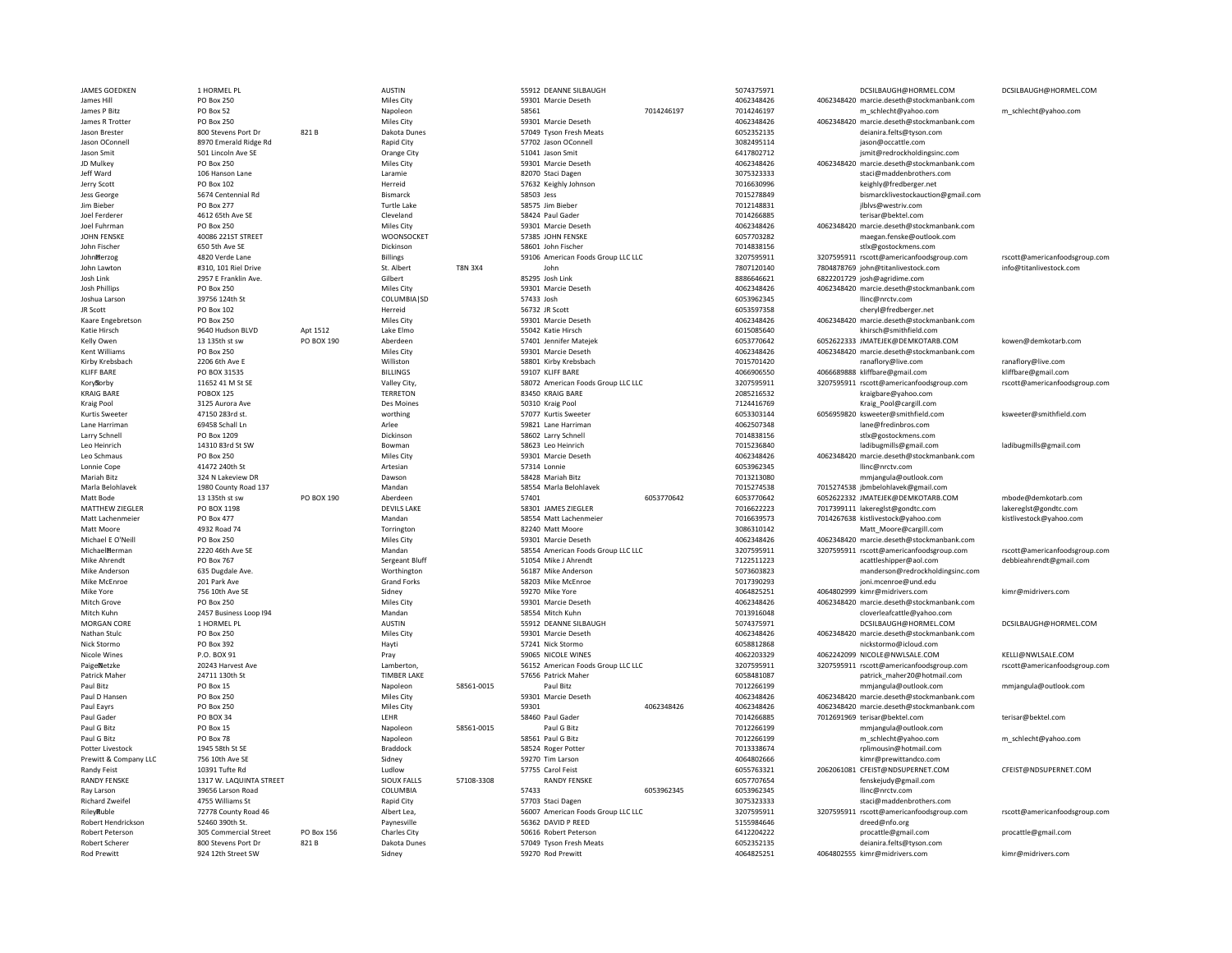| | | | | | | | | | | | |
|---|---|---|---|---|---|---|---|---|---|---|---|
| JAMES GOEDKEN | 1 HORMEL PL | | AUSTIN | | 55912 | DEANNE SILBAUGH | | 5074375971 | | DCSILBAUGH@HORMEL.COM | DCSILBAUGH@HORMEL.COM |
| James Hill | PO Box 250 | | Miles City | | 59301 | Marcie Deseth | | 4062348426 | 4062348420 | marcie.deseth@stockmanbank.com | |
| James P Bitz | PO Box 52 | | Napoleon | | 58561 | | 7014246197 | 7014246197 | | m_schlecht@yahoo.com | m_schlecht@yahoo.com |
| James R Trotter | PO Box 250 | | Miles City | | 59301 | Marcie Deseth | | 4062348426 | 4062348420 | marcie.deseth@stockmanbank.com | |
| Jason Brester | 800 Stevens Port Dr | 821 B | Dakota Dunes | | 57049 | Tyson Fresh Meats | | 6052352135 | | deianira.felts@tyson.com | |
| Jason OConnell | 8970 Emerald Ridge Rd | | Rapid City | | 57702 | Jason OConnell | | 3082495114 | | jason@occattle.com | |
| Jason Smit | 501 Lincoln Ave SE | | Orange City | | 51041 | Jason Smit | | 6417802712 | | jsmit@redrockholdingsinc.com | |
| JD Mulkey | PO Box 250 | | Miles City | | 59301 | Marcie Deseth | | 4062348426 | 4062348420 | marcie.deseth@stockmanbank.com | |
| Jeff Ward | 106 Hanson Lane | | Laramie | | 82070 | Staci Dagen | | 3075323333 | | staci@maddenbrothers.com | |
| Jerry Scott | PO Box 102 | | Herreid | | 57632 | Keighly Johnson | | 7016630996 | | keighly@fredberger.net | |
| Jess George | 5674 Centennial Rd | | Bismarck | | 58503 | Jess | | 7015278849 | | bismarcklivestockauction@gmail.com | |
| Jim Bieber | PO Box 277 | | Turtle Lake | | 58575 | Jim Bieber | | 7012148831 | | jlblvs@westriv.com | |
| Joel Ferderer | 4612 65th Ave SE | | Cleveland | | 58424 | Paul Gader | | 7014266885 | | terisar@bektel.com | |
| Joel Fuhrman | PO Box 250 | | Miles City | | 59301 | Marcie Deseth | | 4062348426 | 4062348420 | marcie.deseth@stockmanbank.com | |
| JOHN FENSKE | 40086 221ST STREET | | WOONSOCKET | | 57385 | JOHN FENSKE | | 6057703282 | | maegan.fenske@outlook.com | |
| John Fischer | 650 5th Ave SE | | Dickinson | | 58601 | John Fischer | | 7014838156 | | stlx@gostockmens.com | |
| John Herzog | 4820 Verde Lane | | Billings | | 59106 | American Foods Group LLC | | 3207595911 | 3207595911 | rscott@americanfoodsgroup.com | rscott@americanfoodsgroup.com |
| John Lawton | #310, 101 Riel Drive | | St. Albert | T8N 3X4 | | John | | 7807120140 | 7804878769 | john@titanlivestock.com | info@titanlivestock.com |
| Josh Link | 2957 E Franklin Ave. | | Gilbert | | 85295 | Josh Link | | 8886646621 | 6822201729 | josh@agridime.com | |
| Josh Phillips | PO Box 250 | | Miles City | | 59301 | Marcie Deseth | | 4062348426 | 4062348420 | marcie.deseth@stockmanbank.com | |
| Joshua Larson | 39756 124th St | | COLUMBIA\|SD | | 57433 | Josh | | 6053962345 | | llinc@nrctv.com | |
| JR Scott | PO Box 102 | | Herreid | | 56732 | JR Scott | | 6053597358 | | cheryl@fredberger.net | |
| Kaare Engebretson | PO Box 250 | | Miles City | | 59301 | Marcie Deseth | | 4062348426 | 4062348420 | marcie.deseth@stockmanbank.com | |
| Katie Hirsch | 9640 Hudson BLVD | Apt 1512 | Lake Elmo | | 55042 | Katie Hirsch | | 6015085640 | | khirsch@smithfield.com | |
| Kelly Owen | 13 135th st sw | PO BOX 190 | Aberdeen | | 57401 | Jennifer Matejek | | 6053770642 | 6052622333 | JMATEJEK@DEMKOTARB.COM | kowen@demkotarb.com |
| Kent Williams | PO Box 250 | | Miles City | | 59301 | Marcie Deseth | | 4062348426 | 4062348420 | marcie.deseth@stockmanbank.com | |
| Kirby Krebsbach | 2206 6th Ave E | | Williston | | 58801 | Kirby Krebsbach | | 7015701420 | | ranaflory@live.com | ranaflory@live.com |
| KLIFF BARE | PO BOX 31535 | | BILLINGS | | 59107 | KLIFF BARE | | 4066906550 | 4066689888 | kliffbare@gmail.com | kliffbare@gmail.com |
| Kory Sorby | 11652 41 M St SE | | Valley City, | | 58072 | American Foods Group LLC | | 3207595911 | 3207595911 | rscott@americanfoodsgroup.com | rscott@americanfoodsgroup.com |
| KRAIG BARE | POBOX 125 | | TERRETON | | 83450 | KRAIG BARE | | 2085216532 | | kraigbare@yahoo.com | |
| Kraig Pool | 3125 Aurora Ave | | Des Moines | | 50310 | Kraig Pool | | 7124416769 | | Kraig_Pool@cargill.com | |
| Kurtis Sweeter | 47150 283rd st. | | worthing | | 57077 | Kurtis Sweeter | | 6053303144 | 6056959820 | ksweeter@smithfield.com | ksweeter@smithfield.com |
| Lane Harriman | 69458 Schall Ln | | Arlee | | 59821 | Lane Harriman | | 4062507348 | | lane@fredinbros.com | |
| Larry Schnell | PO Box 1209 | | Dickinson | | 58602 | Larry Schnell | | 7014838156 | | stlx@gostockmens.com | |
| Leo Heinrich | 14310 83rd St SW | | Bowman | | 58623 | Leo Heinrich | | 7015236840 | | ladibugmills@gmail.com | ladibugmills@gmail.com |
| Leo Schmaus | PO Box 250 | | Miles City | | 59301 | Marcie Deseth | | 4062348426 | 4062348420 | marcie.deseth@stockmanbank.com | |
| Lonnie Cope | 41472 240th St | | Artesian | | 57314 | Lonnie | | 6053962345 | | llinc@nrctv.com | |
| Mariah Bitz | 324 N Lakeview DR | | Dawson | | 58428 | Mariah Bitz | | 7013213080 | | mmjangula@outlook.com | |
| Marla Belohlavek | 1980 County Road 137 | | Mandan | | 58554 | Marla Belohlavek | | 7015274538 | 7015274538 | jbmbelohlavek@gmail.com | |
| Matt Bode | 13 135th st sw | PO BOX 190 | Aberdeen | | 57401 | | 6053770642 | 6053770642 | 6052622332 | JMATEJEK@DEMKOTARB.COM | mbode@demkotarb.com |
| MATTHEW ZIEGLER | PO BOX 1198 | | DEVILS LAKE | | 58301 | JAMES ZIEGLER | | 7016622223 | 7017399111 | lakereglst@gondtc.com | lakereglst@gondtc.com |
| Matt Lachenmeier | PO Box 477 | | Mandan | | 58554 | Matt Lachenmeier | | 7016639573 | 7014267638 | kistlivestock@yahoo.com | kistlivestock@yahoo.com |
| Matt Moore | 4932 Road 74 | | Torrington | | 82240 | Matt Moore | | 3086310142 | | Matt_Moore@cargill.com | |
| Michael E O'Neill | PO Box 250 | | Miles City | | 59301 | Marcie Deseth | | 4062348426 | 4062348420 | marcie.deseth@stockmanbank.com | |
| Michael Herman | 2220 46th Ave SE | | Mandan | | 58554 | American Foods Group LLC | | 3207595911 | 3207595911 | rscott@americanfoodsgroup.com | rscott@americanfoodsgroup.com |
| Mike Ahrendt | PO Box 767 | | Sergeant Bluff | | 51054 | Mike J Ahrendt | | 7122511223 | | acattleshipper@aol.com | debbieahrendt@gmail.com |
| Mike Anderson | 635 Dugdale Ave. | | Worthington | | 56187 | Mike Anderson | | 5073603823 | | manderson@redrockholdingsinc.com | |
| Mike McEnroe | 201 Park Ave | | Grand Forks | | 58203 | Mike McEnroe | | 7017390293 | | joni.mcenroe@und.edu | |
| Mike Yore | 756 10th Ave SE | | Sidney | | 59270 | Mike Yore | | 4064825251 | 4064802999 | kimr@midrivers.com | kimr@midrivers.com |
| Mitch Grove | PO Box 250 | | Miles City | | 59301 | Marcie Deseth | | 4062348426 | 4062348420 | marcie.deseth@stockmanbank.com | |
| Mitch Kuhn | 2457 Business Loop I94 | | Mandan | | 58554 | Mitch Kuhn | | 7013916048 | | cloverleafcattle@yahoo.com | |
| MORGAN CORE | 1 HORMEL PL | | AUSTIN | | 55912 | DEANNE SILBAUGH | | 5074375971 | | DCSILBAUGH@HORMEL.COM | DCSILBAUGH@HORMEL.COM |
| Nathan Stulc | PO Box 250 | | Miles City | | 59301 | Marcie Deseth | | 4062348426 | 4062348420 | marcie.deseth@stockmanbank.com | |
| Nick Stormo | PO Box 392 | | Hayti | | 57241 | Nick Stormo | | 6058812868 | | nickstormo@icloud.com | |
| Nicole Wines | P.O. BOX 91 | | Pray | | 59065 | NICOLE WINES | | 4062203329 | 4062242099 | NICOLE@NWLSALE.COM | KELLI@NWLSALE.COM |
| Paige Netzke | 20243 Harvest Ave | | Lamberton, | | 56152 | American Foods Group LLC | | 3207595911 | 3207595911 | rscott@americanfoodsgroup.com | rscott@americanfoodsgroup.com |
| Patrick Maher | 24711 130th St | | TIMBER LAKE | | 57656 | Patrick Maher | | 6058481087 | | patrick_maher20@hotmail.com | |
| Paul Bitz | PO Box 15 | | Napoleon | 58561-0015 | | Paul Bitz | | 7012266199 | | mmjangula@outlook.com | mmjangula@outlook.com |
| Paul D Hansen | PO Box 250 | | Miles City | | 59301 | Marcie Deseth | | 4062348426 | 4062348420 | marcie.deseth@stockmanbank.com | |
| Paul Eayrs | PO Box 250 | | Miles City | | 59301 | | 4062348426 | 4062348426 | 4062348420 | marcie.deseth@stockmanbank.com | |
| Paul Gader | PO BOX 34 | | LEHR | | 58460 | Paul Gader | | 7014266885 | 7012691969 | terisar@bektel.com | terisar@bektel.com |
| Paul G Bitz | PO Box 15 | | Napoleon | 58561-0015 | | Paul G Bitz | | 7012266199 | | mmjangula@outlook.com | |
| Paul G Bitz | PO Box 78 | | Napoleon | | 58561 | Paul G Bitz | | 7012266199 | | m_schlecht@yahoo.com | m_schlecht@yahoo.com |
| Potter Livestock | 1945 58th St SE | | Braddock | | 58524 | Roger Potter | | 7013338674 | | rplimousin@hotmail.com | |
| Prewitt & Company LLC | 756 10th Ave SE | | Sidney | | 59270 | Tim Larson | | 4064802666 | | kimr@prewittandco.com | |
| Randy Feist | 10391 Tufte Rd | | Ludlow | | 57755 | Carol Feist | | 6055763321 | 2062061081 | CFEIST@NDSUPERNET.COM | CFEIST@NDSUPERNET.COM |
| RANDY FENSKE | 1317 W. LAQUINTA STREET | | SIOUX FALLS | 57108-3308 | | RANDY FENSKE | | 6057707654 | | fenskejudy@gmail.com | |
| Ray Larson | 39656 Larson Road | | COLUMBIA | | 57433 | | 6053962345 | 6053962345 | | llinc@nrctv.com | |
| Richard Zweifel | 4755 Williams St | | Rapid City | | 57703 | Staci Dagen | | 3075323333 | | staci@maddenbrothers.com | |
| Riley Ruble | 72778 County Road 46 | | Albert Lea, | | 56007 | American Foods Group LLC | | 3207595911 | 3207595911 | rscott@americanfoodsgroup.com | rscott@americanfoodsgroup.com |
| Robert Hendrickson | 52460 390th St. | | Paynesville | | 56362 | DAVID P REED | | 5155984646 | | dreed@nfo.org | |
| Robert Peterson | 305 Commercial Street | PO Box 156 | Charles City | | 50616 | Robert Peterson | | 6412204222 | | procattle@gmail.com | procattle@gmail.com |
| Robert Scherer | 800 Stevens Port Dr | 821 B | Dakota Dunes | | 57049 | Tyson Fresh Meats | | 6052352135 | | deianira.felts@tyson.com | |
| Rod Prewitt | 924 12th Street SW | | Sidney | | 59270 | Rod Prewitt | | 4064825251 | 4064802555 | kimr@midrivers.com | kimr@midrivers.com |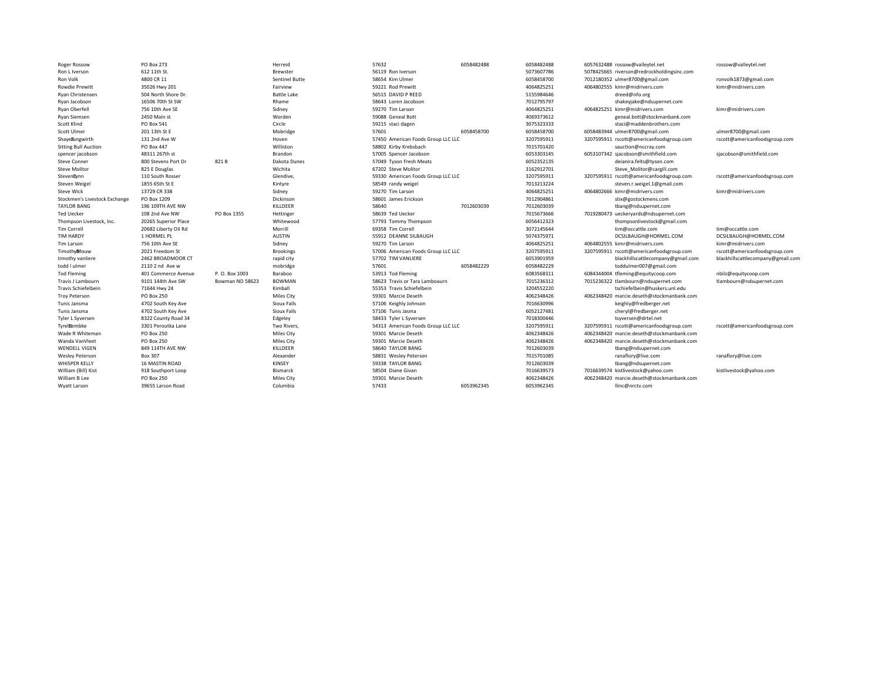| | | | | | | | | | | |
|---|---|---|---|---|---|---|---|---|---|---|
| Roger Rossow | PO Box 273 | | Herreid | 57632 | | 6058482488 | 6058482488 | 6057632488 | rossow@valleytel.net | rossow@valleytel.net |
| Ron L Iverson | 612 11th St. | | Brewster | 56119 | Ron Iverson | | 5073607786 | 5078425665 | riverson@redrockholdingsinc.com | |
| Ron Volk | 4800 CR 11 | | Sentinel Butte | 58654 | Kim Ulmer | | 6058458700 | 7012180352 | ulmer8700@gmail.com | ronvolk1873@gmail.com |
| Rowdie Prewitt | 35026 Hwy 201 | | Fairview | 59221 | Rod Prewitt | | 4064825251 | 4064802555 | kimr@midrivers.com | kimr@midrivers.com |
| Ryan Christensen | 504 North Shore Dr. | | Battle Lake | 56515 | DAVID P REED | | 5155984646 | | dreed@nfo.org | |
| Ryan Jacobson | 16506 70th St SW | | Rhame | 58643 | Loren Jacobson | | 7012795797 | | shakeyjake@ndsupernet.com | |
| Ryan Oberfell | 756 10th Ave SE | | Sidney | 59270 | Tim Larson | | 4064825251 | 4064825251 | kimr@midrivers.com | kimr@midrivers.com |
| Ryan Siemsen | 2450 Main st | | Worden | 59088 | Geneal Bott | | 4069373612 | | geneal.bott@stockmanbank.com | |
| Scott Klind | PO Box 541 | | Circle | 59215 | staci dagen | | 3075323333 | | staci@maddenbrothers.com | |
| Scott Ulmer | 201 13th St E | | Mobridge | 57601 | | 6058458700 | 6058458700 | 6058483944 | ulmer8700@gmail.com | ulmer8700@gmail.com |
| Shaye Jungwirth | 131 2nd Ave W | | Hoven | 57450 | American Foods Group LLC LLC | | 3207595911 | 3207595911 | rscott@americanfoodsgroup.com | rscott@americanfoodsgroup.com |
| Sitting Bull Auction | PO Box 447 | | Williston | 58802 | Kirby Krebsbach | | 7015701420 | | sauction@nccray.com | |
| spencer jacobson | 48311 267th st | | Brandon | 57005 | Spencer Jacobson | | 6053303145 | 6053107342 | sjacobson@smithfield.com | sjacobson@smithfield.com |
| Steve Conner | 800 Stevens Port Dr | 821 B | Dakota Dunes | 57049 | Tyson Fresh Meats | | 6052352135 | | deianira.felts@tyson.com | |
| Steve Molitor | 825 E Douglas | | Wichita | 67202 | Steve Molitor | | 3162912701 | | Steve_Molitor@cargill.com | |
| Steven Lynn | 110 South Rosser | | Glendive, | 59330 | American Foods Group LLC LLC | | 3207595911 | 3207595911 | rscott@americanfoodsgroup.com | rscott@americanfoodsgroup.com |
| Steven Weigel | 1855 65th St E | | Kintyre | 58549 | randy weigel | | 7013213224 | | steven.r.weigel.1@gmail.com | |
| Steve Wick | 13729 CR 338 | | Sidney | 59270 | Tim Larson | | 4064825251 | 4064802666 | kimr@midrivers.com | kimr@midrivers.com |
| Stockmen's Livestock Exchange | PO Box 1209 | | Dickinson | 58601 | James Erickson | | 7012904861 | | stix@gostockmens.com | |
| TAYLOR BANG | 196 109TH AVE NW | | KILLDEER | 58640 | | 7012603039 | 7012603039 | | tbang@ndsupernet.com | |
| Ted Uecker | 108 2nd Ave NW | PO Box 1355 | Hettinger | 58639 | Ted Uecker | | 7015673666 | 7019280473 | ueckeryards@ndsupernet.com | |
| Thompson Livestock, Inc. | 20265 Superior Place | | Whitewood | 57793 | Tommy Thompson | | 6056412323 | | thompsonlivestock@gmail.com | |
| Tim Correll | 20682 Liberty Oil Rd | | Morrill | 69358 | Tim Correll | | 3072145644 | | tim@occattle.com | tim@occattle.com |
| TIM HARDY | 1 HORMEL PL | | AUSTIN | 55912 | DEANNE SILBAUGH | | 5074375971 | | DCSILBAUGH@HORMEL.COM | DCSILBAUGH@HORMEL.COM |
| Tim Larson | 756 10th Ave SE | | Sidney | 59270 | Tim Larson | | 4064825251 | 4064802555 | kimr@midrivers.com | kimr@midrivers.com |
| Timothy Mouw | 2021 Freedom St | | Brookings | 57006 | American Foods Group LLC LLC | | 3207595911 | 3207595911 | rscott@americanfoodsgroup.com | rscott@americanfoodsgroup.com |
| timothy vanliere | 2462 BROADMOOR CT | | rapid city | 57702 | TIM VANLIERE | | 6053901959 | | blackhillscattlecompany@gmail.com | blackhillscattlecompany@gmail.com |
| todd l ulmer | 2110 2 nd Ave w | | mobridge | 57601 | | 6058482229 | 6058482229 | | toddulmer007@gmail.com | |
| Tod Fleming | 401 Commerce Avenue | P. O. Box 1003 | Baraboo | 53913 | Tod Fleming | | 6083568311 | 6084344004 | tfleming@equitycoop.com | nbilz@equitycoop.com |
| Travis J Lambourn | 9101 144th Ave SW | Bowman ND 58623 | BOWMAN | 58623 | Travis or Tara Lamboaurn | | 7015236312 | 7015236322 | tlambourn@ndsupernet.com | tlambourn@ndsupernet.com |
| Travis Schiefelbein | 71644 Hwy 24 | | Kimball | 55353 | Travis Schiefelbein | | 3204552220 | | tschiefelbein@huskers.unl.edu | |
| Troy Peterson | PO Box 250 | | Miles City | 59301 | Marcie Deseth | | 4062348426 | 4062348420 | marcie.deseth@stockmanbank.com | |
| Tunis Jansma | 4702 South Key Ave | | Sioux Falls | 57106 | Keighly Johnson | | 7016630996 | | keighly@fredberger.net | |
| Tunis Jansma | 4702 South Key Ave | | Sioux Falls | 57106 | Tunis Jasma | | 6052127481 | | cheryl@fredberger.net | |
| Tyler L Syversen | 8322 County Road 34 | | Edgeley | 58433 | Tyler L Syversen | | 7018300446 | | tsyversen@drtel.net | |
| Tyrell Lembke | 3301 Peroutka Lane | | Two Rivers, | 54313 | American Foods Group LLC LLC | | 3207595911 | 3207595911 | rscott@americanfoodsgroup.com | rscott@americanfoodsgroup.com |
| Wade R Whiteman | PO Box 250 | | Miles City | 59301 | Marcie Deseth | | 4062348426 | 4062348420 | marcie.deseth@stockmanbank.com | |
| Wanda VanVleet | PO Box 250 | | Miles City | 59301 | Marcie Deseth | | 4062348426 | 4062348420 | marcie.deseth@stockmanbank.com | |
| WENDELL VIGEN | 849 114TH AVE NW | | KILLDEER | 58640 | TAYLOR BANG | | 7012603039 | | tbang@ndsupernet.com | |
| Wesley Peterson | Box 307 | | Alexander | 58831 | Wesley Peterson | | 7015701085 | | ranaflory@live.com | ranaflory@live.com |
| WHISPER KELLY | 16 MASTIN ROAD | | KINSEY | 59338 | TAYLOR BANG | | 7012603039 | | tbang@ndsupernet.com | |
| William (Bill) Kist | 918 Southport Loop | | Bismarck | 58504 | Diane Givan | | 7016639573 | 7016639574 | kistlivestock@yahoo.com | kistlivestock@yahoo.com |
| William B Lee | PO Box 250 | | Miles City | 59301 | Marcie Deseth | | 4062348426 | 4062348420 | marcie.deseth@stockmanbank.com | |
| Wyatt Larson | 39655 Larson Road | | Columbia | 57433 | | 6053962345 | 6053962345 | | llinc@nrctv.com | |